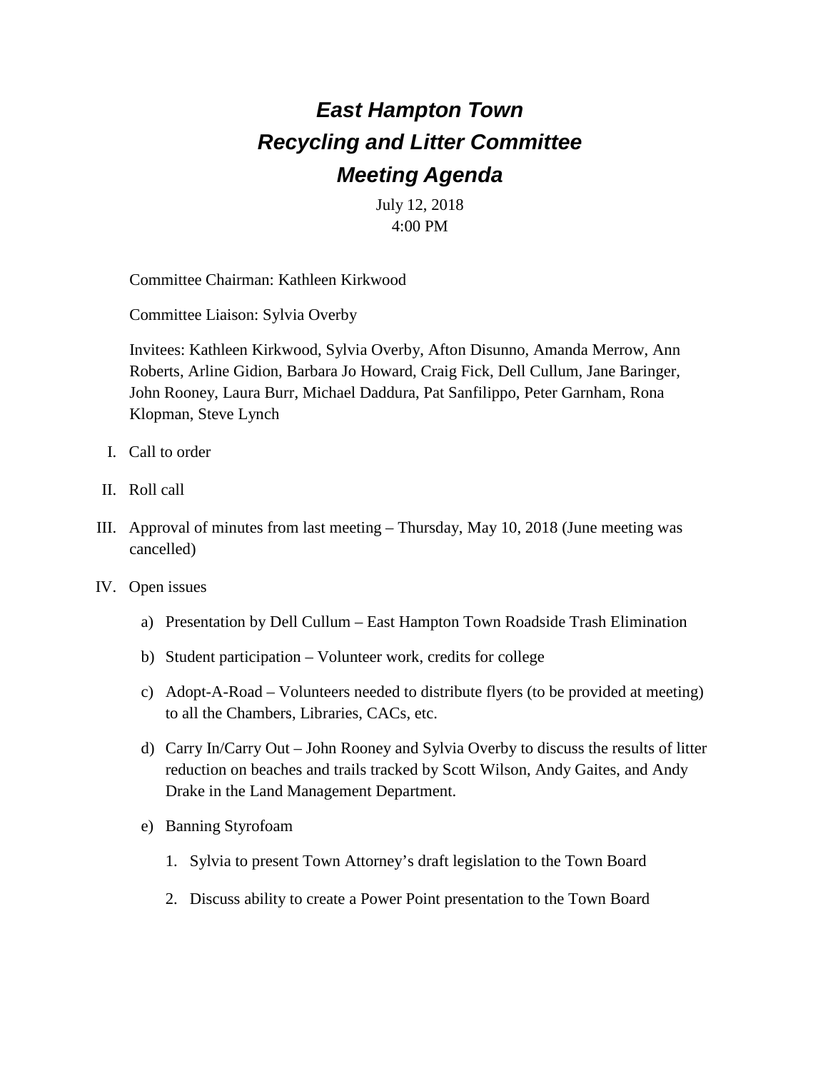# *East Hampton Town*
# *Recycling and Litter Committee*
# *Meeting Agenda*

July 12, 2018
4:00 PM

Committee Chairman: Kathleen Kirkwood

Committee Liaison: Sylvia Overby

Invitees: Kathleen Kirkwood, Sylvia Overby, Afton Disunno, Amanda Merrow, Ann Roberts, Arline Gidion, Barbara Jo Howard, Craig Fick, Dell Cullum, Jane Baringer, John Rooney, Laura Burr, Michael Daddura, Pat Sanfilippo, Peter Garnham, Rona Klopman, Steve Lynch

I. Call to order

II. Roll call

III. Approval of minutes from last meeting – Thursday, May 10, 2018 (June meeting was cancelled)

IV. Open issues

   a) Presentation by Dell Cullum – East Hampton Town Roadside Trash Elimination

   b) Student participation – Volunteer work, credits for college

   c) Adopt-A-Road – Volunteers needed to distribute flyers (to be provided at meeting) to all the Chambers, Libraries, CACs, etc.

   d) Carry In/Carry Out – John Rooney and Sylvia Overby to discuss the results of litter reduction on beaches and trails tracked by Scott Wilson, Andy Gaites, and Andy Drake in the Land Management Department.

   e) Banning Styrofoam

      1. Sylvia to present Town Attorney's draft legislation to the Town Board

      2. Discuss ability to create a Power Point presentation to the Town Board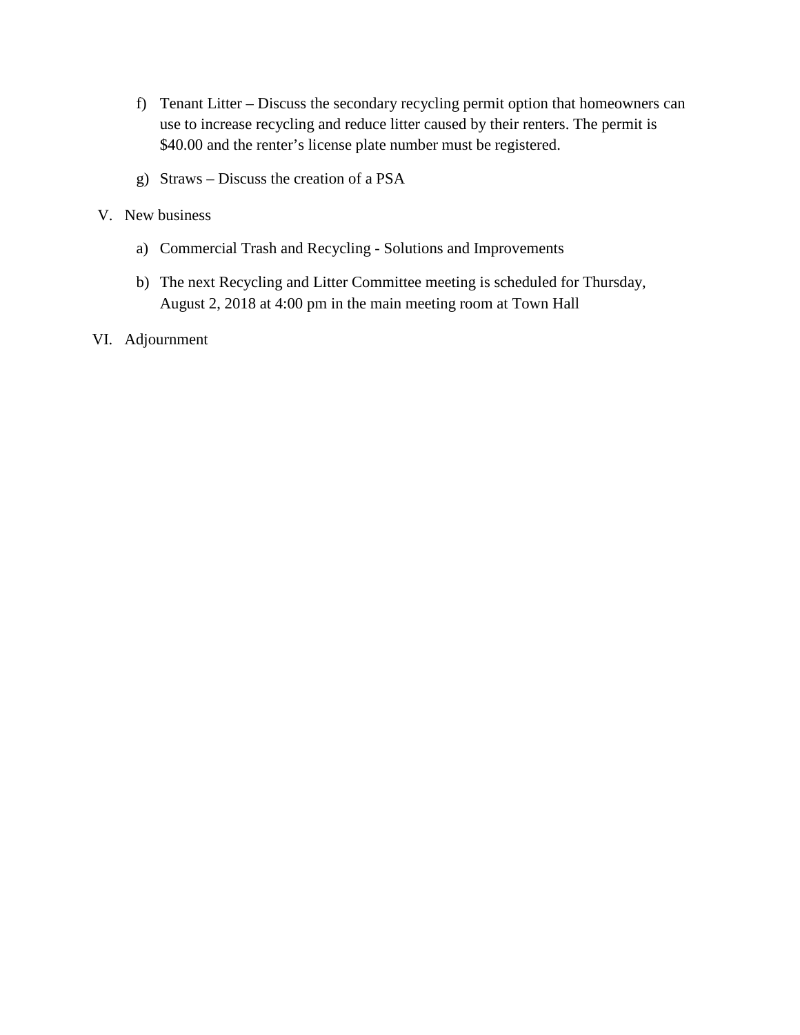f) Tenant Litter – Discuss the secondary recycling permit option that homeowners can use to increase recycling and reduce litter caused by their renters. The permit is $40.00 and the renter's license plate number must be registered.

g) Straws – Discuss the creation of a PSA

V. New business

a) Commercial Trash and Recycling - Solutions and Improvements

b) The next Recycling and Litter Committee meeting is scheduled for Thursday, August 2, 2018 at 4:00 pm in the main meeting room at Town Hall

VI. Adjournment